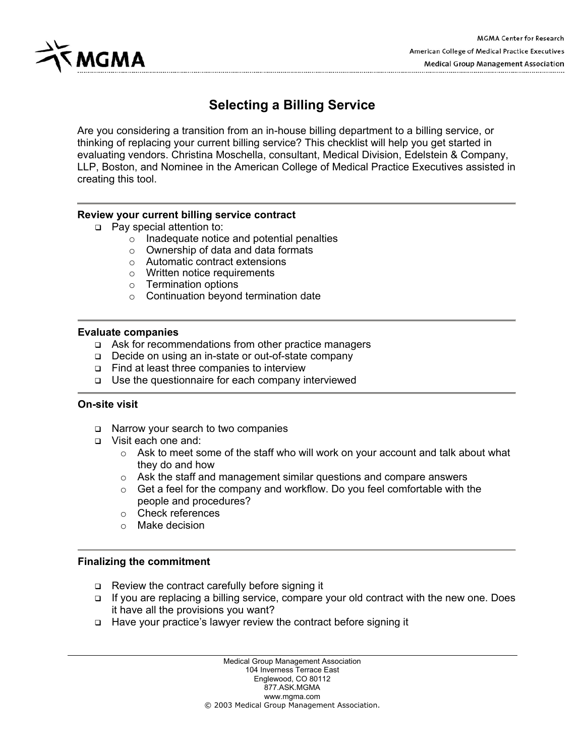# Selecting a Billing Service

Are you considering a transition from an in-house billing department to a billing service, or thinking of replacing your current billing service? This checklist will help you get started in evaluating vendors. Christina Moschella, consultant, Medical Division, Edelstein & Company, LLP, Boston, and Nominee in the American College of Medical Practice Executives assisted in creating this tool.

---

### Review your current billing service contract

- ❑ Pay special attention to:
  - Inadequate notice and potential penalties
  - Ownership of data and data formats
  - Automatic contract extensions
  - Written notice requirements
  - Termination options
  - Continuation beyond termination date

---

### Evaluate companies

- ❑ Ask for recommendations from other practice managers
- ❑ Decide on using an in-state or out-of-state company
- ❑ Find at least three companies to interview
- ❑ Use the questionnaire for each company interviewed

---

### On-site visit

- ❑ Narrow your search to two companies
- ❑ Visit each one and:
  - Ask to meet some of the staff who will work on your account and talk about what they do and how
  - Ask the staff and management similar questions and compare answers
  - Get a feel for the company and workflow. Do you feel comfortable with the people and procedures?
  - Check references
  - Make decision

---

### Finalizing the commitment

- ❑ Review the contract carefully before signing it
- ❑ If you are replacing a billing service, compare your old contract with the new one. Does it have all the provisions you want?
- ❑ Have your practice's lawyer review the contract before signing it

---

Medical Group Management Association
104 Inverness Terrace East
Englewood, CO 80112
877.ASK.MGMA
www.mgma.com
© 2003 Medical Group Management Association.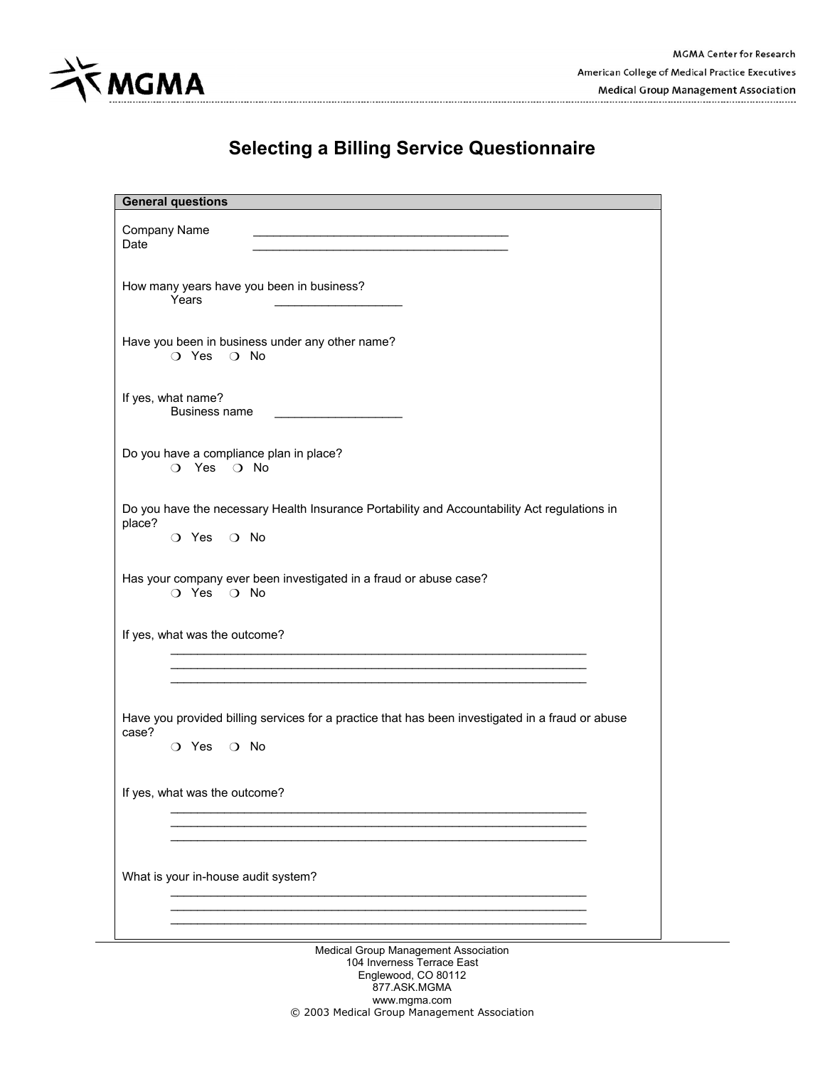# Selecting a Billing Service Questionnaire

**General questions**

Company Name ______________________________________
Date ______________________________________

How many years have you been in business?
Years ___________________

Have you been in business under any other name?
❍ Yes ❍ No

If yes, what name?
Business name ___________________

Do you have a compliance plan in place?
❍ Yes ❍ No

Do you have the necessary Health Insurance Portability and Accountability Act regulations in place?
❍ Yes ❍ No

Has your company ever been investigated in a fraud or abuse case?
❍ Yes ❍ No

If yes, what was the outcome?
______________________________________________________________
______________________________________________________________
______________________________________________________________

Have you provided billing services for a practice that has been investigated in a fraud or abuse case?
❍ Yes ❍ No

If yes, what was the outcome?
______________________________________________________________
______________________________________________________________
______________________________________________________________

What is your in-house audit system?
______________________________________________________________
______________________________________________________________
______________________________________________________________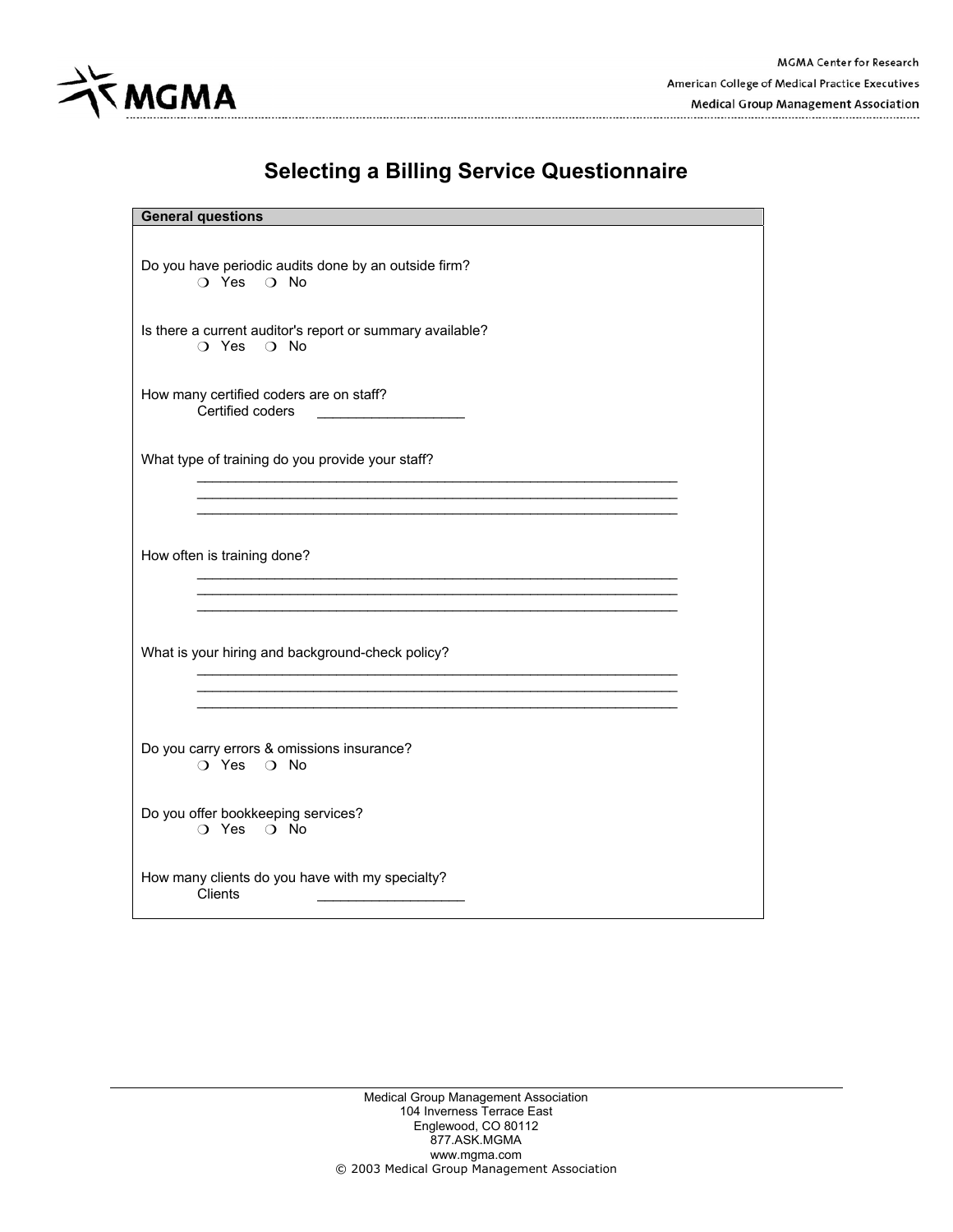# Selecting a Billing Service Questionnaire

**General questions**

Do you have periodic audits done by an outside firm?

❍ Yes ❍ No

Is there a current auditor's report or summary available?

❍ Yes ❍ No

How many certified coders are on staff?

Certified coders __________________

What type of training do you provide your staff?

_________________________________________________________________
_________________________________________________________________
_________________________________________________________________

How often is training done?

_________________________________________________________________
_________________________________________________________________
_________________________________________________________________

What is your hiring and background-check policy?

_________________________________________________________________
_________________________________________________________________
_________________________________________________________________

Do you carry errors & omissions insurance?

❍ Yes ❍ No

Do you offer bookkeeping services?

❍ Yes ❍ No

How many clients do you have with my specialty?

Clients __________________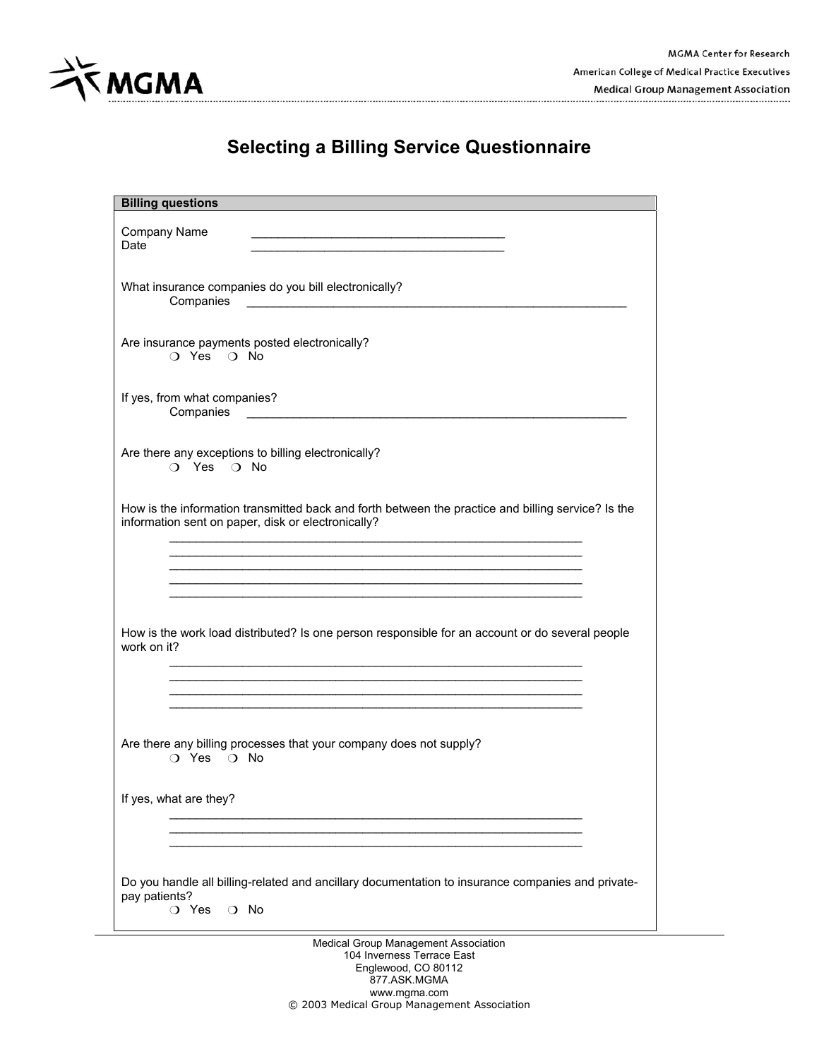MGMA Center for Research
American College of Medical Practice Executives
Medical Group Management Association

# Selecting a Billing Service Questionnaire

**Billing questions**

Company Name ______________________________________
Date ______________________________________

What insurance companies do you bill electronically?
Companies ____________________________________________________________

Are insurance payments posted electronically?
❍ Yes ❍ No

If yes, from what companies?
Companies ____________________________________________________________

Are there any exceptions to billing electronically?
❍ Yes ❍ No

How is the information transmitted back and forth between the practice and billing service? Is the information sent on paper, disk or electronically?

______________________________________________________________
______________________________________________________________
______________________________________________________________
______________________________________________________________
______________________________________________________________

How is the work load distributed? Is one person responsible for an account or do several people work on it?

______________________________________________________________
______________________________________________________________
______________________________________________________________
______________________________________________________________

Are there any billing processes that your company does not supply?
❍ Yes ❍ No

If yes, what are they?

______________________________________________________________
______________________________________________________________
______________________________________________________________

Do you handle all billing-related and ancillary documentation to insurance companies and private-pay patients?
❍ Yes ❍ No

Medical Group Management Association
104 Inverness Terrace East
Englewood, CO 80112
877.ASK.MGMA
www.mgma.com
© 2003 Medical Group Management Association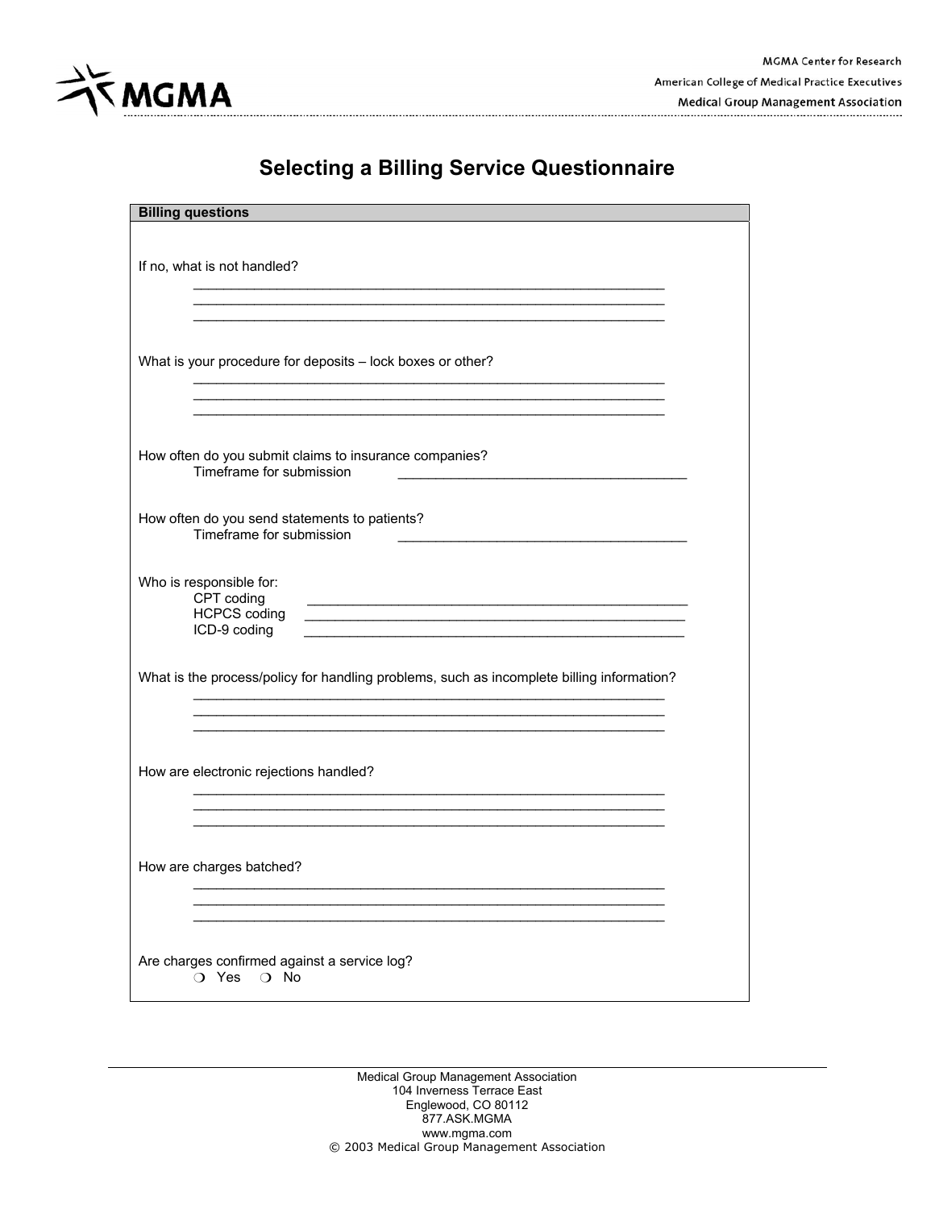# Selecting a Billing Service Questionnaire

**Billing questions**

If no, what is not handled?

______________________________________________________________
______________________________________________________________
______________________________________________________________

What is your procedure for deposits – lock boxes or other?

______________________________________________________________
______________________________________________________________
______________________________________________________________

How often do you submit claims to insurance companies?

Timeframe for submission ______________________________________

How often do you send statements to patients?

Timeframe for submission ______________________________________

Who is responsible for:

CPT coding ______________________________________________
HCPCS coding ______________________________________________
ICD-9 coding ______________________________________________

What is the process/policy for handling problems, such as incomplete billing information?

______________________________________________________________
______________________________________________________________
______________________________________________________________

How are electronic rejections handled?

______________________________________________________________
______________________________________________________________
______________________________________________________________

How are charges batched?

______________________________________________________________
______________________________________________________________
______________________________________________________________

Are charges confirmed against a service log?

❍ Yes ❍ No

Medical Group Management Association
104 Inverness Terrace East
Englewood, CO 80112
877.ASK.MGMA
www.mgma.com
© 2003 Medical Group Management Association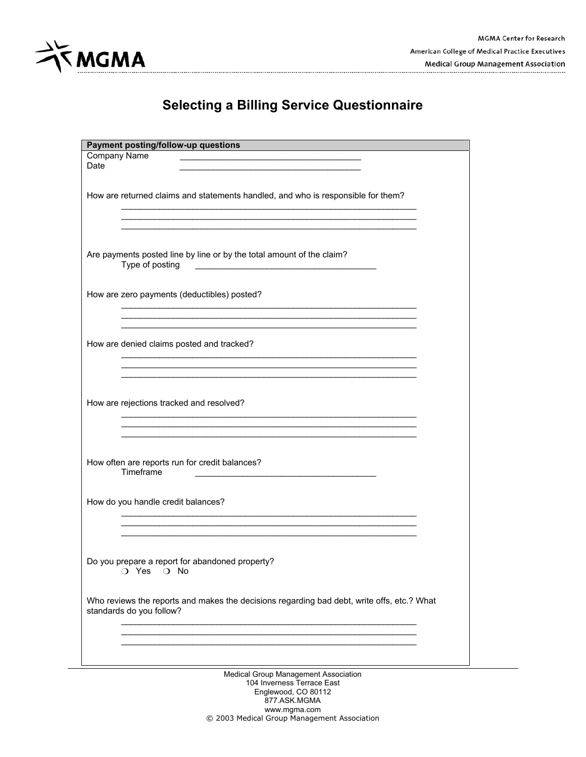# Selecting a Billing Service Questionnaire

**Payment posting/follow-up questions**

Company Name ______________________________________

Date ______________________________________

How are returned claims and statements handled, and who is responsible for them?

_______________________________________________________________

_______________________________________________________________

_______________________________________________________________

Are payments posted line by line or by the total amount of the claim?

Type of posting ______________________________________

How are zero payments (deductibles) posted?

_______________________________________________________________

_______________________________________________________________

_______________________________________________________________

How are denied claims posted and tracked?

_______________________________________________________________

_______________________________________________________________

_______________________________________________________________

How are rejections tracked and resolved?

_______________________________________________________________

_______________________________________________________________

_______________________________________________________________

How often are reports run for credit balances?

Timeframe ______________________________________

How do you handle credit balances?

_______________________________________________________________

_______________________________________________________________

_______________________________________________________________

Do you prepare a report for abandoned property?

❍ Yes ❍ No

Who reviews the reports and makes the decisions regarding bad debt, write offs, etc.? What standards do you follow?

_______________________________________________________________

_______________________________________________________________

_______________________________________________________________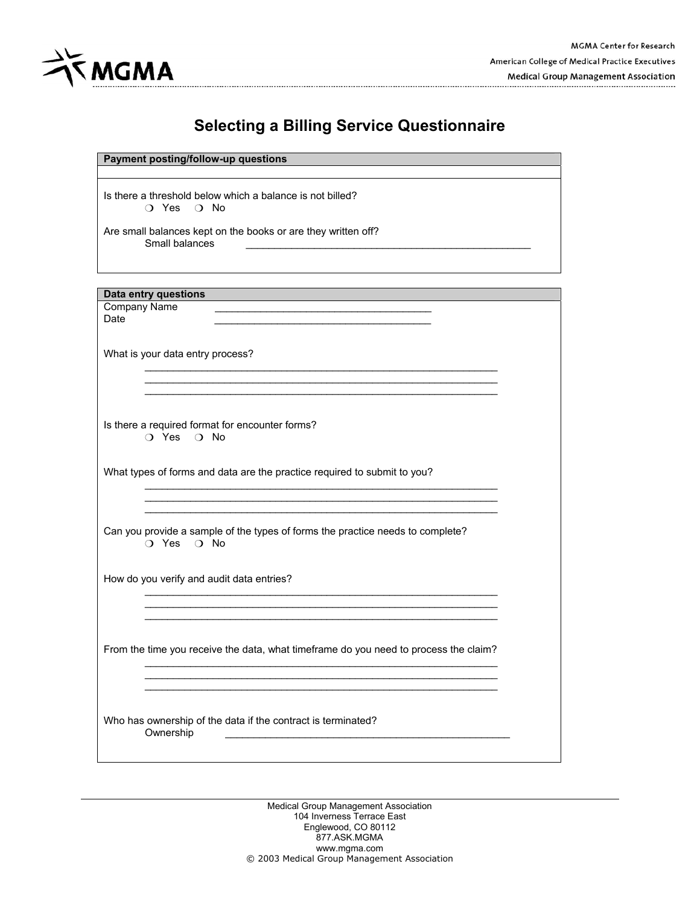# Selecting a Billing Service Questionnaire

**Payment posting/follow-up questions**

Is there a threshold below which a balance is not billed?

❍ Yes ❍ No

Are small balances kept on the books or are they written off?

Small balances ___________________________________________________

**Data entry questions**

Company Name ______________________________________

Date ______________________________________

What is your data entry process?

_______________________________________________________________

_______________________________________________________________

_______________________________________________________________

Is there a required format for encounter forms?

❍ Yes ❍ No

What types of forms and data are the practice required to submit to you?

_______________________________________________________________

_______________________________________________________________

_______________________________________________________________

Can you provide a sample of the types of forms the practice needs to complete?

❍ Yes ❍ No

How do you verify and audit data entries?

_______________________________________________________________

_______________________________________________________________

_______________________________________________________________

From the time you receive the data, what timeframe do you need to process the claim?

_______________________________________________________________

_______________________________________________________________

_______________________________________________________________

Who has ownership of the data if the contract is terminated?

Ownership ___________________________________________________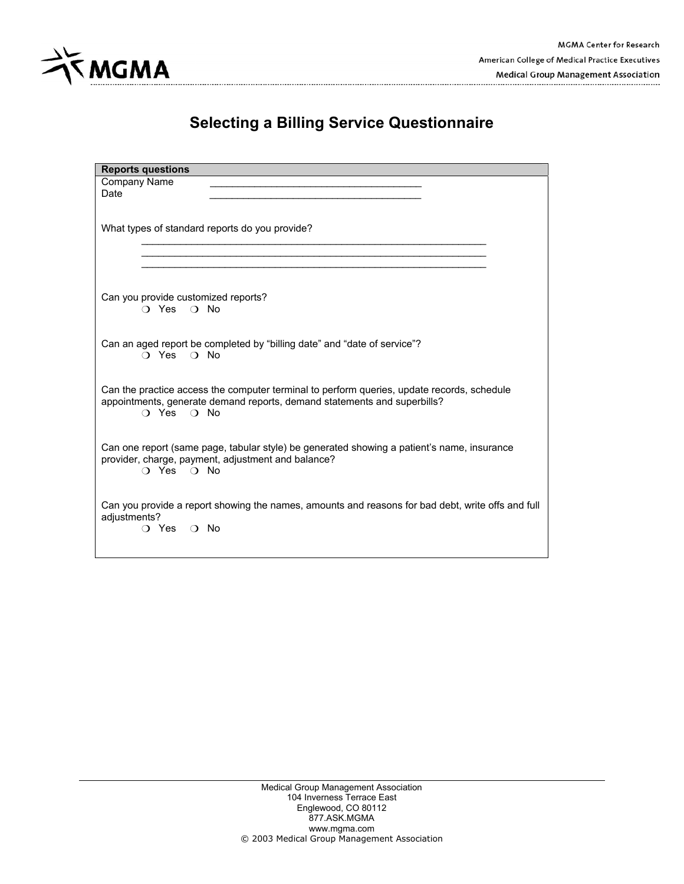# Selecting a Billing Service Questionnaire

**Reports questions**

Company Name ____________________________________

Date ____________________________________

What types of standard reports do you provide?

____________________________________________________________

____________________________________________________________

____________________________________________________________

Can you provide customized reports?

❍ Yes ❍ No

Can an aged report be completed by "billing date" and "date of service"?

❍ Yes ❍ No

Can the practice access the computer terminal to perform queries, update records, schedule appointments, generate demand reports, demand statements and superbills?

❍ Yes ❍ No

Can one report (same page, tabular style) be generated showing a patient's name, insurance provider, charge, payment, adjustment and balance?

❍ Yes ❍ No

Can you provide a report showing the names, amounts and reasons for bad debt, write offs and full adjustments?

❍ Yes ❍ No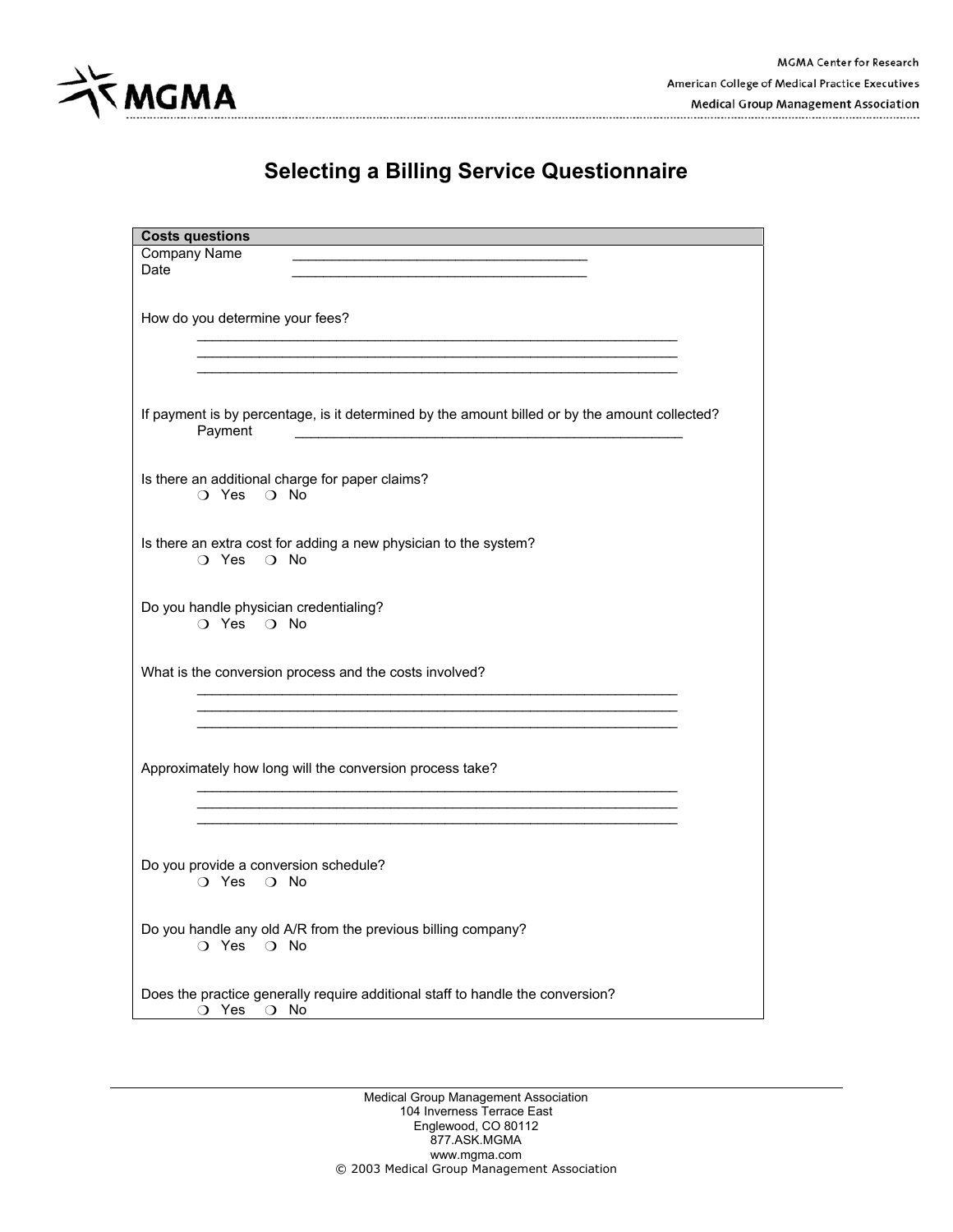MGMA Center for Research
American College of Medical Practice Executives
Medical Group Management Association

# Selecting a Billing Service Questionnaire

**Costs questions**

Company Name ______________________________________

Date ______________________________________

How do you determine your fees?

______________________________________________________________

______________________________________________________________

______________________________________________________________

If payment is by percentage, is it determined by the amount billed or by the amount collected?

Payment ______________________________________________________________

Is there an additional charge for paper claims?

❍ Yes ❍ No

Is there an extra cost for adding a new physician to the system?

❍ Yes ❍ No

Do you handle physician credentialing?

❍ Yes ❍ No

What is the conversion process and the costs involved?

______________________________________________________________

______________________________________________________________

______________________________________________________________

Approximately how long will the conversion process take?

______________________________________________________________

______________________________________________________________

______________________________________________________________

Do you provide a conversion schedule?

❍ Yes ❍ No

Do you handle any old A/R from the previous billing company?

❍ Yes ❍ No

Does the practice generally require additional staff to handle the conversion?

❍ Yes ❍ No

Medical Group Management Association
104 Inverness Terrace East
Englewood, CO 80112
877.ASK.MGMA
www.mgma.com
© 2003 Medical Group Management Association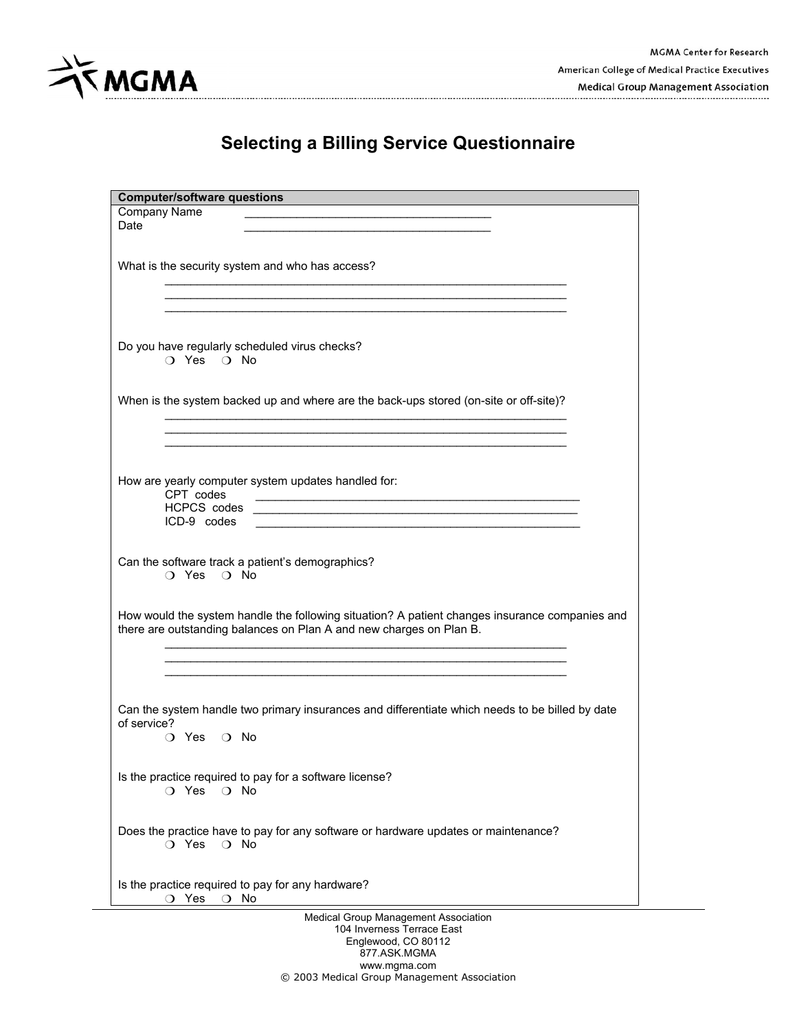# Selecting a Billing Service Questionnaire

**Computer/software questions**

Company Name ________________________________________

Date ________________________________________

What is the security system and who has access?

________________________________________________________________

________________________________________________________________

________________________________________________________________

Do you have regularly scheduled virus checks?

❍ Yes ❍ No

When is the system backed up and where are the back-ups stored (on-site or off-site)?

________________________________________________________________

________________________________________________________________

________________________________________________________________

How are yearly computer system updates handled for:

CPT codes ____________________________________________________

HCPCS codes ____________________________________________________

ICD-9 codes ____________________________________________________

Can the software track a patient's demographics?

❍ Yes ❍ No

How would the system handle the following situation? A patient changes insurance companies and there are outstanding balances on Plan A and new charges on Plan B.

________________________________________________________________

________________________________________________________________

________________________________________________________________

Can the system handle two primary insurances and differentiate which needs to be billed by date of service?

❍ Yes ❍ No

Is the practice required to pay for a software license?

❍ Yes ❍ No

Does the practice have to pay for any software or hardware updates or maintenance?

❍ Yes ❍ No

Is the practice required to pay for any hardware?

❍ Yes ❍ No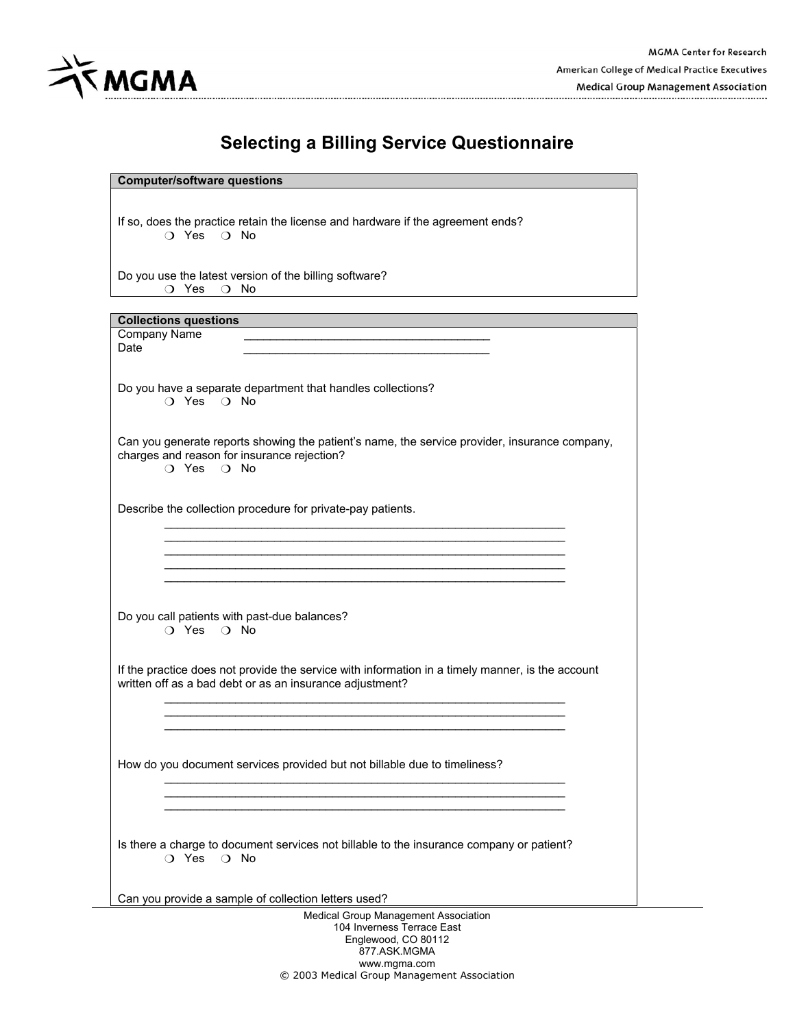# Selecting a Billing Service Questionnaire

**Computer/software questions**

If so, does the practice retain the license and hardware if the agreement ends?

❍ Yes ❍ No

Do you use the latest version of the billing software?

❍ Yes ❍ No

**Collections questions**

Company Name ______________________________________

Date ______________________________________

Do you have a separate department that handles collections?

❍ Yes ❍ No

Can you generate reports showing the patient's name, the service provider, insurance company, charges and reason for insurance rejection?

❍ Yes ❍ No

Describe the collection procedure for private-pay patients.

_______________________________________________________________
_______________________________________________________________
_______________________________________________________________
_______________________________________________________________
_______________________________________________________________

Do you call patients with past-due balances?

❍ Yes ❍ No

If the practice does not provide the service with information in a timely manner, is the account written off as a bad debt or as an insurance adjustment?

_______________________________________________________________
_______________________________________________________________
_______________________________________________________________

How do you document services provided but not billable due to timeliness?

_______________________________________________________________
_______________________________________________________________
_______________________________________________________________

Is there a charge to document services not billable to the insurance company or patient?

❍ Yes ❍ No

Can you provide a sample of collection letters used?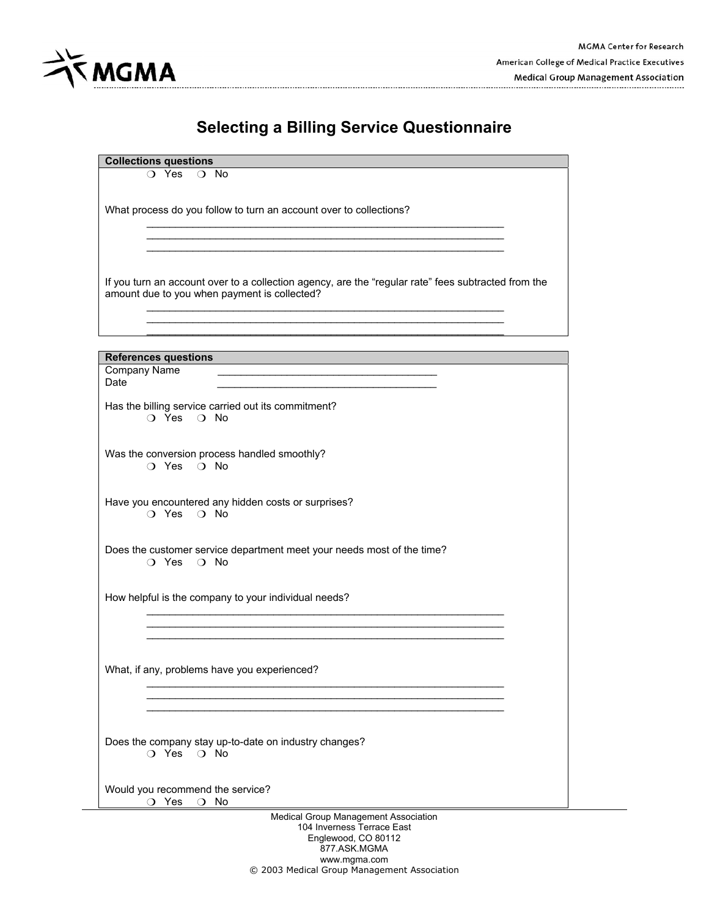# Selecting a Billing Service Questionnaire

**Collections questions**

❍ Yes ❍ No

What process do you follow to turn an account over to collections?

\_\_\_\_\_\_\_\_\_\_\_\_\_\_\_\_\_\_\_\_\_\_\_\_\_\_\_\_\_\_\_\_\_\_\_\_\_\_\_\_\_\_\_\_\_\_\_\_\_\_\_\_\_\_\_\_\_\_\_\_\_\_\_\_
\_\_\_\_\_\_\_\_\_\_\_\_\_\_\_\_\_\_\_\_\_\_\_\_\_\_\_\_\_\_\_\_\_\_\_\_\_\_\_\_\_\_\_\_\_\_\_\_\_\_\_\_\_\_\_\_\_\_\_\_\_\_\_\_
\_\_\_\_\_\_\_\_\_\_\_\_\_\_\_\_\_\_\_\_\_\_\_\_\_\_\_\_\_\_\_\_\_\_\_\_\_\_\_\_\_\_\_\_\_\_\_\_\_\_\_\_\_\_\_\_\_\_\_\_\_\_\_\_

If you turn an account over to a collection agency, are the "regular rate" fees subtracted from the amount due to you when payment is collected?

\_\_\_\_\_\_\_\_\_\_\_\_\_\_\_\_\_\_\_\_\_\_\_\_\_\_\_\_\_\_\_\_\_\_\_\_\_\_\_\_\_\_\_\_\_\_\_\_\_\_\_\_\_\_\_\_\_\_\_\_\_\_\_\_
\_\_\_\_\_\_\_\_\_\_\_\_\_\_\_\_\_\_\_\_\_\_\_\_\_\_\_\_\_\_\_\_\_\_\_\_\_\_\_\_\_\_\_\_\_\_\_\_\_\_\_\_\_\_\_\_\_\_\_\_\_\_\_\_
\_\_\_\_\_\_\_\_\_\_\_\_\_\_\_\_\_\_\_\_\_\_\_\_\_\_\_\_\_\_\_\_\_\_\_\_\_\_\_\_\_\_\_\_\_\_\_\_\_\_\_\_\_\_\_\_\_\_\_\_\_\_\_\_

**References questions**

Company Name \_\_\_\_\_\_\_\_\_\_\_\_\_\_\_\_\_\_\_\_\_\_\_\_\_\_\_\_\_\_\_\_\_\_\_\_\_\_\_\_\_
Date \_\_\_\_\_\_\_\_\_\_\_\_\_\_\_\_\_\_\_\_\_\_\_\_\_\_\_\_\_\_\_\_\_\_\_\_\_\_\_\_\_

Has the billing service carried out its commitment?

❍ Yes ❍ No

Was the conversion process handled smoothly?

❍ Yes ❍ No

Have you encountered any hidden costs or surprises?

❍ Yes ❍ No

Does the customer service department meet your needs most of the time?

❍ Yes ❍ No

How helpful is the company to your individual needs?

\_\_\_\_\_\_\_\_\_\_\_\_\_\_\_\_\_\_\_\_\_\_\_\_\_\_\_\_\_\_\_\_\_\_\_\_\_\_\_\_\_\_\_\_\_\_\_\_\_\_\_\_\_\_\_\_\_\_\_\_\_\_\_\_
\_\_\_\_\_\_\_\_\_\_\_\_\_\_\_\_\_\_\_\_\_\_\_\_\_\_\_\_\_\_\_\_\_\_\_\_\_\_\_\_\_\_\_\_\_\_\_\_\_\_\_\_\_\_\_\_\_\_\_\_\_\_\_\_
\_\_\_\_\_\_\_\_\_\_\_\_\_\_\_\_\_\_\_\_\_\_\_\_\_\_\_\_\_\_\_\_\_\_\_\_\_\_\_\_\_\_\_\_\_\_\_\_\_\_\_\_\_\_\_\_\_\_\_\_\_\_\_\_

What, if any, problems have you experienced?

\_\_\_\_\_\_\_\_\_\_\_\_\_\_\_\_\_\_\_\_\_\_\_\_\_\_\_\_\_\_\_\_\_\_\_\_\_\_\_\_\_\_\_\_\_\_\_\_\_\_\_\_\_\_\_\_\_\_\_\_\_\_\_\_
\_\_\_\_\_\_\_\_\_\_\_\_\_\_\_\_\_\_\_\_\_\_\_\_\_\_\_\_\_\_\_\_\_\_\_\_\_\_\_\_\_\_\_\_\_\_\_\_\_\_\_\_\_\_\_\_\_\_\_\_\_\_\_\_
\_\_\_\_\_\_\_\_\_\_\_\_\_\_\_\_\_\_\_\_\_\_\_\_\_\_\_\_\_\_\_\_\_\_\_\_\_\_\_\_\_\_\_\_\_\_\_\_\_\_\_\_\_\_\_\_\_\_\_\_\_\_\_\_

Does the company stay up-to-date on industry changes?

❍ Yes ❍ No

Would you recommend the service?

❍ Yes ❍ No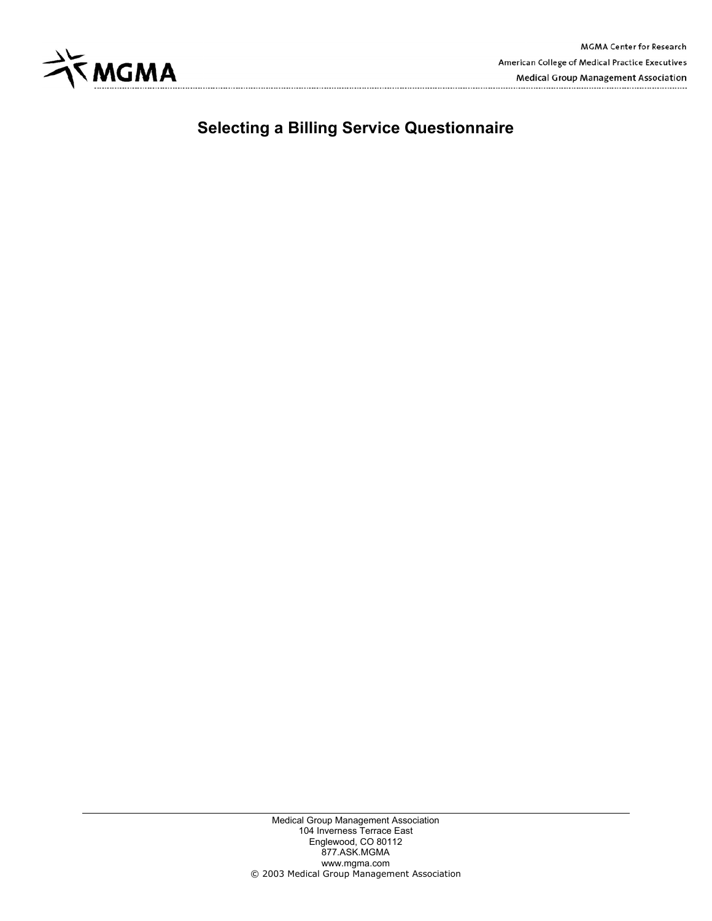MGMA Center for Research
American College of Medical Practice Executives
Medical Group Management Association

# Selecting a Billing Service Questionnaire

Medical Group Management Association
104 Inverness Terrace East
Englewood, CO 80112
877.ASK.MGMA
www.mgma.com
© 2003 Medical Group Management Association